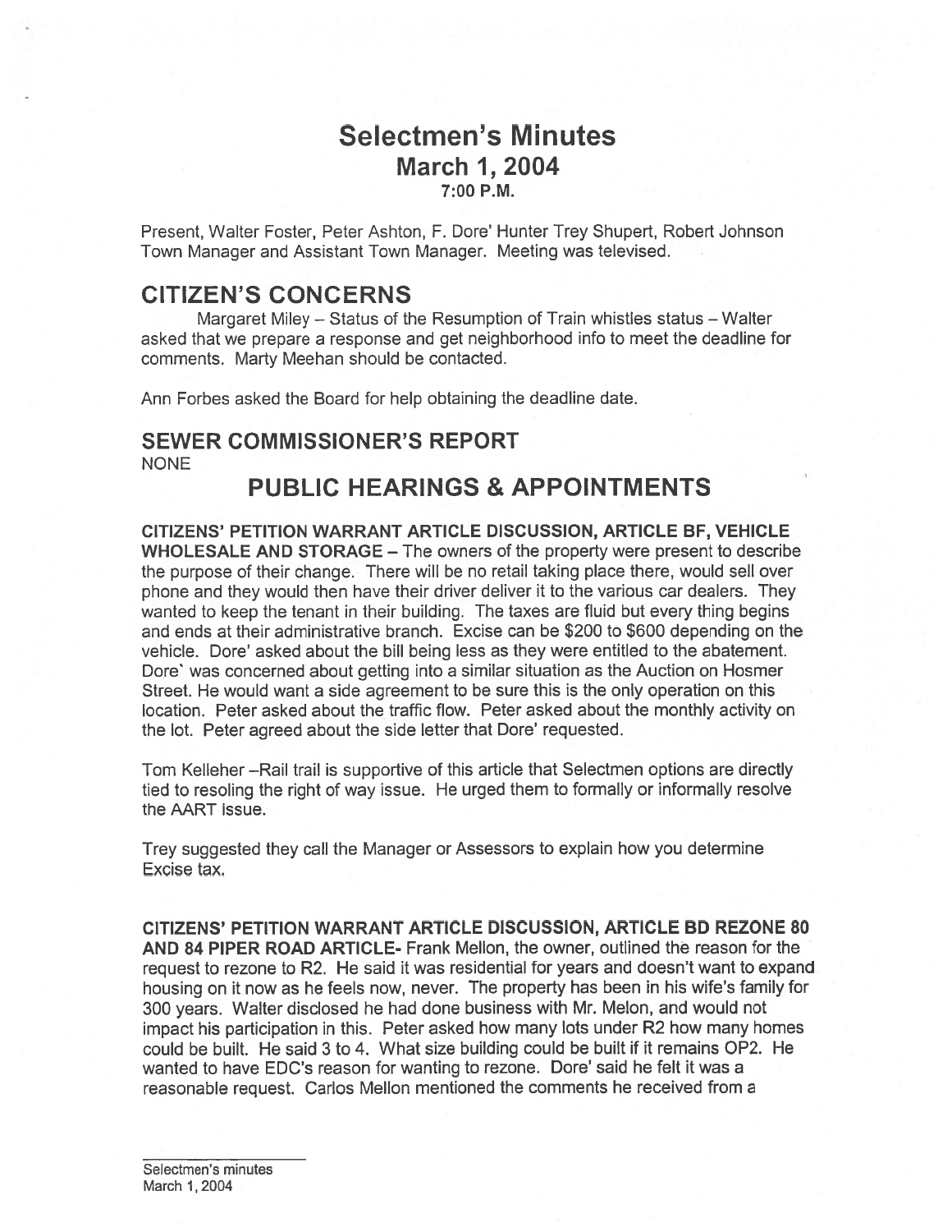# Selectmen's Minutes
## March 1, 2004
### 7:00 P.M.

Present, Walter Foster, Peter Ashton, F. Dore' Hunter Trey Shupert, Robert Johnson Town Manager and Assistant Town Manager. Meeting was televised.

## CITIZEN'S CONCERNS

Margaret Miley – Status of the Resumption of Train whistles status – Walter asked that we prepare a response and get neighborhood info to meet the deadline for comments. Marty Meehan should be contacted.

Ann Forbes asked the Board for help obtaining the deadline date.

## SEWER COMMISSIONER'S REPORT

NONE

## PUBLIC HEARINGS & APPOINTMENTS

**CITIZENS' PETITION WARRANT ARTICLE DISCUSSION, ARTICLE BF, VEHICLE WHOLESALE AND STORAGE –** The owners of the property were present to describe the purpose of their change. There will be no retail taking place there, would sell over phone and they would then have their driver deliver it to the various car dealers. They wanted to keep the tenant in their building. The taxes are fluid but every thing begins and ends at their administrative branch. Excise can be $200 to $600 depending on the vehicle. Dore' asked about the bill being less as they were entitled to the abatement. Dore` was concerned about getting into a similar situation as the Auction on Hosmer Street. He would want a side agreement to be sure this is the only operation on this location. Peter asked about the traffic flow. Peter asked about the monthly activity on the lot. Peter agreed about the side letter that Dore' requested.

Tom Kelleher –Rail trail is supportive of this article that Selectmen options are directly tied to resoling the right of way issue. He urged them to formally or informally resolve the AART issue.

Trey suggested they call the Manager or Assessors to explain how you determine Excise tax.

**CITIZENS' PETITION WARRANT ARTICLE DISCUSSION, ARTICLE BD REZONE 80 AND 84 PIPER ROAD ARTICLE-** Frank Mellon, the owner, outlined the reason for the request to rezone to R2. He said it was residential for years and doesn't want to expand housing on it now as he feels now, never. The property has been in his wife's family for 300 years. Walter disclosed he had done business with Mr. Melon, and would not impact his participation in this. Peter asked how many lots under R2 how many homes could be built. He said 3 to 4. What size building could be built if it remains OP2. He wanted to have EDC's reason for wanting to rezone. Dore' said he felt it was a reasonable request. Carlos Mellon mentioned the comments he received from a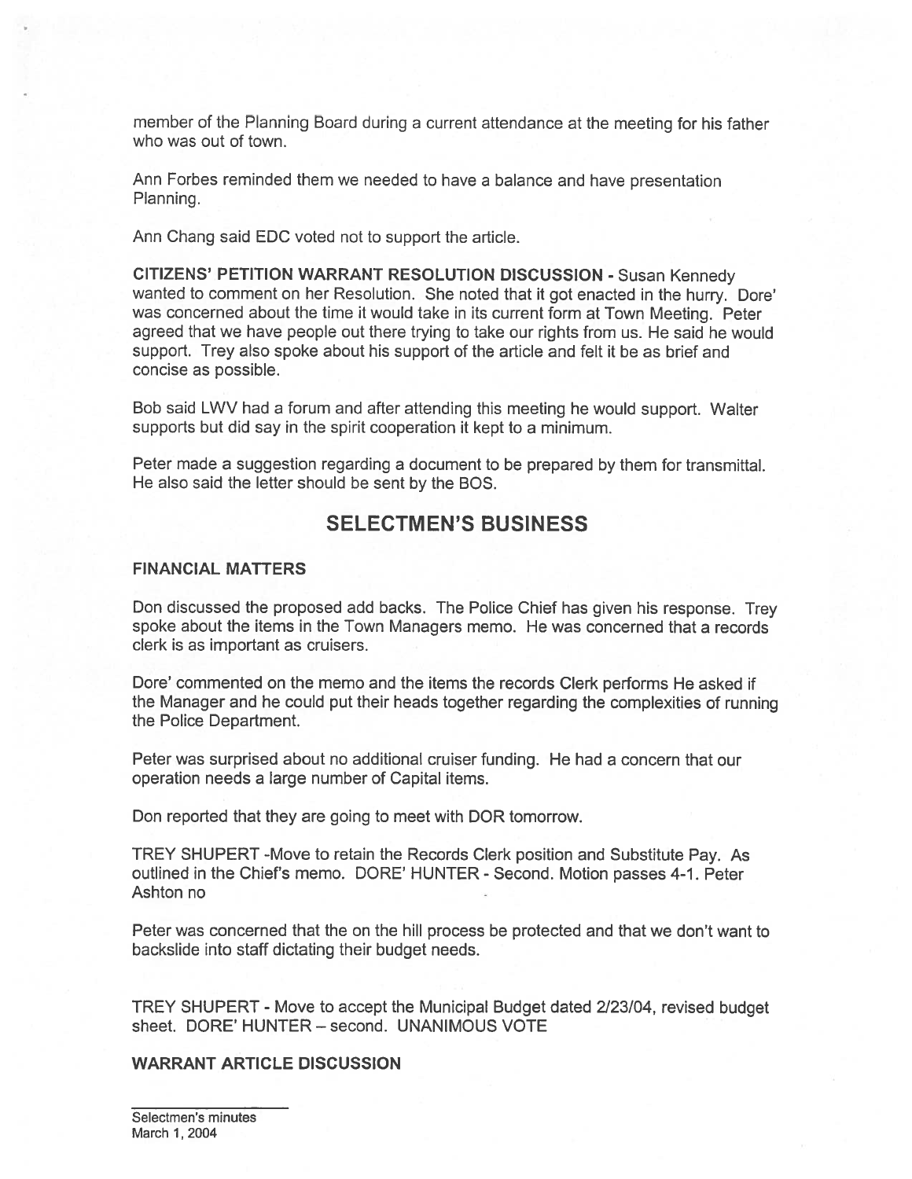member of the Planning Board during a current attendance at the meeting for his father who was out of town.

Ann Forbes reminded them we needed to have a balance and have presentation Planning.

Ann Chang said EDC voted not to support the article.

**CITIZENS' PETITION WARRANT RESOLUTION DISCUSSION -** Susan Kennedy wanted to comment on her Resolution. She noted that it got enacted in the hurry. Dore' was concerned about the time it would take in its current form at Town Meeting. Peter agreed that we have people out there trying to take our rights from us. He said he would support. Trey also spoke about his support of the article and felt it be as brief and concise as possible.

Bob said LWV had a forum and after attending this meeting he would support. Walter supports but did say in the spirit cooperation it kept to a minimum.

Peter made a suggestion regarding a document to be prepared by them for transmittal. He also said the letter should be sent by the BOS.

## SELECTMEN'S BUSINESS

### FINANCIAL MATTERS

Don discussed the proposed add backs. The Police Chief has given his response. Trey spoke about the items in the Town Managers memo. He was concerned that a records clerk is as important as cruisers.

Dore' commented on the memo and the items the records Clerk performs He asked if the Manager and he could put their heads together regarding the complexities of running the Police Department.

Peter was surprised about no additional cruiser funding. He had a concern that our operation needs a large number of Capital items.

Don reported that they are going to meet with DOR tomorrow.

TREY SHUPERT -Move to retain the Records Clerk position and Substitute Pay. As outlined in the Chief's memo. DORE' HUNTER - Second. Motion passes 4-1. Peter Ashton no

Peter was concerned that the on the hill process be protected and that we don't want to backslide into staff dictating their budget needs.

TREY SHUPERT - Move to accept the Municipal Budget dated 2/23/04, revised budget sheet. DORE' HUNTER – second. UNANIMOUS VOTE

### WARRANT ARTICLE DISCUSSION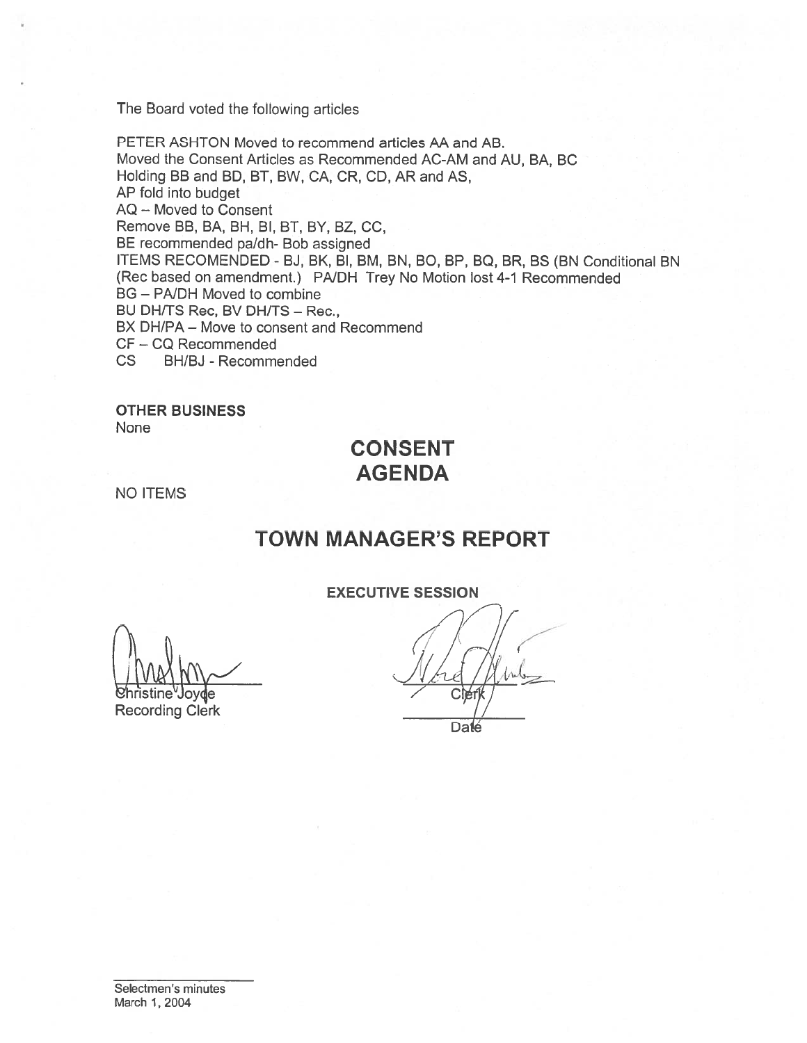The Board voted the following articles

PETER ASHTON Moved to recommend articles AA and AB.
Moved the Consent Articles as Recommended AC-AM and AU, BA, BC
Holding BB and BD, BT, BW, CA, CR, CD, AR and AS,
AP fold into budget
AQ – Moved to Consent
Remove BB, BA, BH, BI, BT, BY, BZ, CC,
BE recommended pa/dh- Bob assigned
ITEMS RECOMENDED - BJ, BK, BI, BM, BN, BO, BP, BQ, BR, BS (BN Conditional BN (Rec based on amendment.) PA/DH Trey No Motion lost 4-1 Recommended
BG – PA/DH Moved to combine
BU DH/TS Rec, BV DH/TS – Rec.,
BX DH/PA – Move to consent and Recommend
CF – CQ Recommended
CS BH/BJ - Recommended

**OTHER BUSINESS**
None

## CONSENT AGENDA

NO ITEMS

## TOWN MANAGER'S REPORT

**EXECUTIVE SESSION**

Christine Joyce
Recording Clerk

Clerk

Date

Selectmen's minutes
March 1, 2004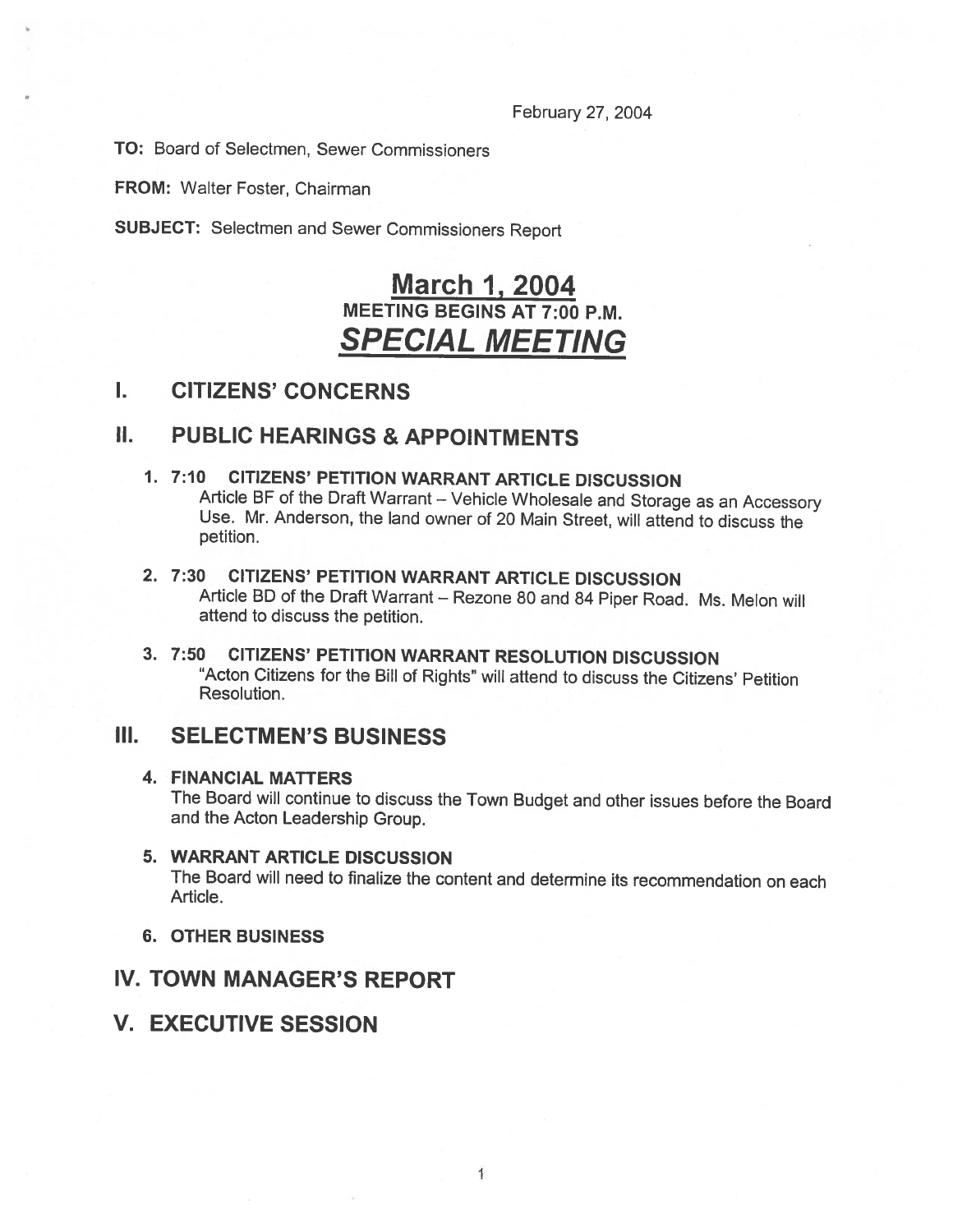February 27, 2004

**TO:** Board of Selectmen, Sewer Commissioners

**FROM:** Walter Foster, Chairman

**SUBJECT:** Selectmen and Sewer Commissioners Report

# March 1, 2004

## MEETING BEGINS AT 7:00 P.M.

# *SPECIAL MEETING*

## I. CITIZENS' CONCERNS

## II. PUBLIC HEARINGS & APPOINTMENTS

1. **7:10 CITIZENS' PETITION WARRANT ARTICLE DISCUSSION**
   Article BF of the Draft Warrant – Vehicle Wholesale and Storage as an Accessory Use. Mr. Anderson, the land owner of 20 Main Street, will attend to discuss the petition.

2. **7:30 CITIZENS' PETITION WARRANT ARTICLE DISCUSSION**
   Article BD of the Draft Warrant – Rezone 80 and 84 Piper Road. Ms. Melon will attend to discuss the petition.

3. **7:50 CITIZENS' PETITION WARRANT RESOLUTION DISCUSSION**
   "Acton Citizens for the Bill of Rights" will attend to discuss the Citizens' Petition Resolution.

## III. SELECTMEN'S BUSINESS

4. **FINANCIAL MATTERS**
   The Board will continue to discuss the Town Budget and other issues before the Board and the Acton Leadership Group.

5. **WARRANT ARTICLE DISCUSSION**
   The Board will need to finalize the content and determine its recommendation on each Article.

6. **OTHER BUSINESS**

## IV. TOWN MANAGER'S REPORT

## V. EXECUTIVE SESSION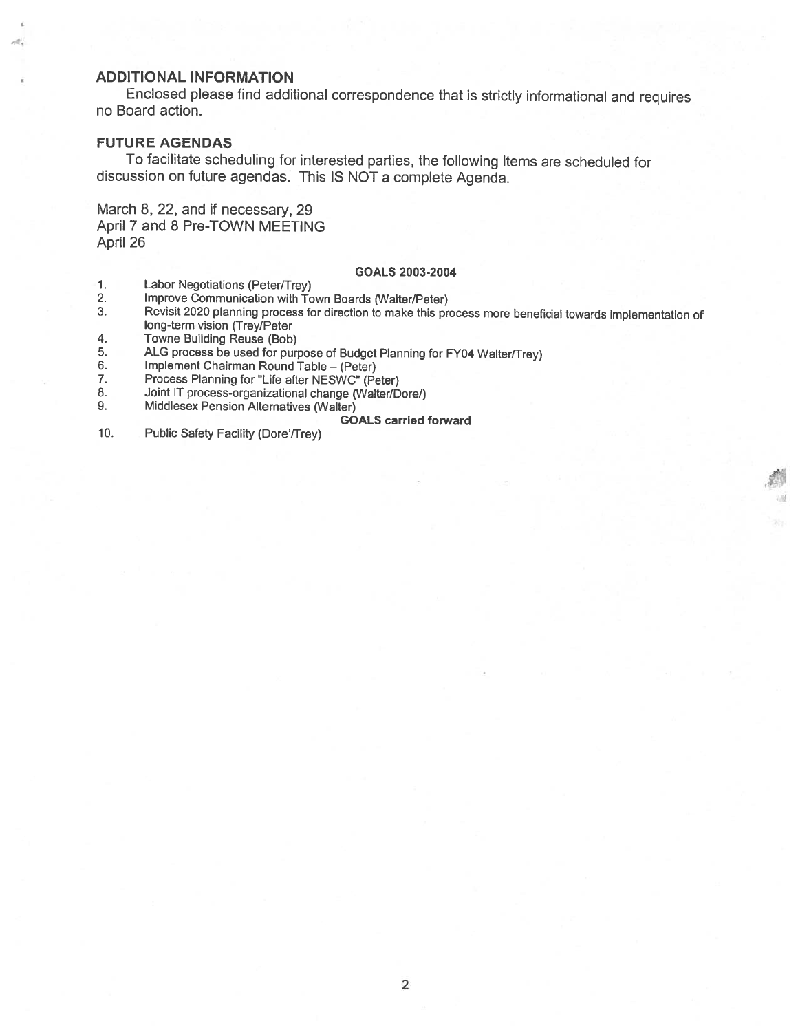## ADDITIONAL INFORMATION

Enclosed please find additional correspondence that is strictly informational and requires no Board action.

## FUTURE AGENDAS

To facilitate scheduling for interested parties, the following items are scheduled for discussion on future agendas. This IS NOT a complete Agenda.

March 8, 22, and if necessary, 29
April 7 and 8 Pre-TOWN MEETING
April 26

**GOALS 2003-2004**

1. Labor Negotiations (Peter/Trey)
2. Improve Communication with Town Boards (Walter/Peter)
3. Revisit 2020 planning process for direction to make this process more beneficial towards implementation of long-term vision (Trey/Peter
4. Towne Building Reuse (Bob)
5. ALG process be used for purpose of Budget Planning for FY04 Walter/Trey)
6. Implement Chairman Round Table – (Peter)
7. Process Planning for "Life after NESWC" (Peter)
8. Joint IT process-organizational change (Walter/Dore/)
9. Middlesex Pension Alternatives (Walter)

**GOALS carried forward**

10. Public Safety Facility (Dore'/Trey)